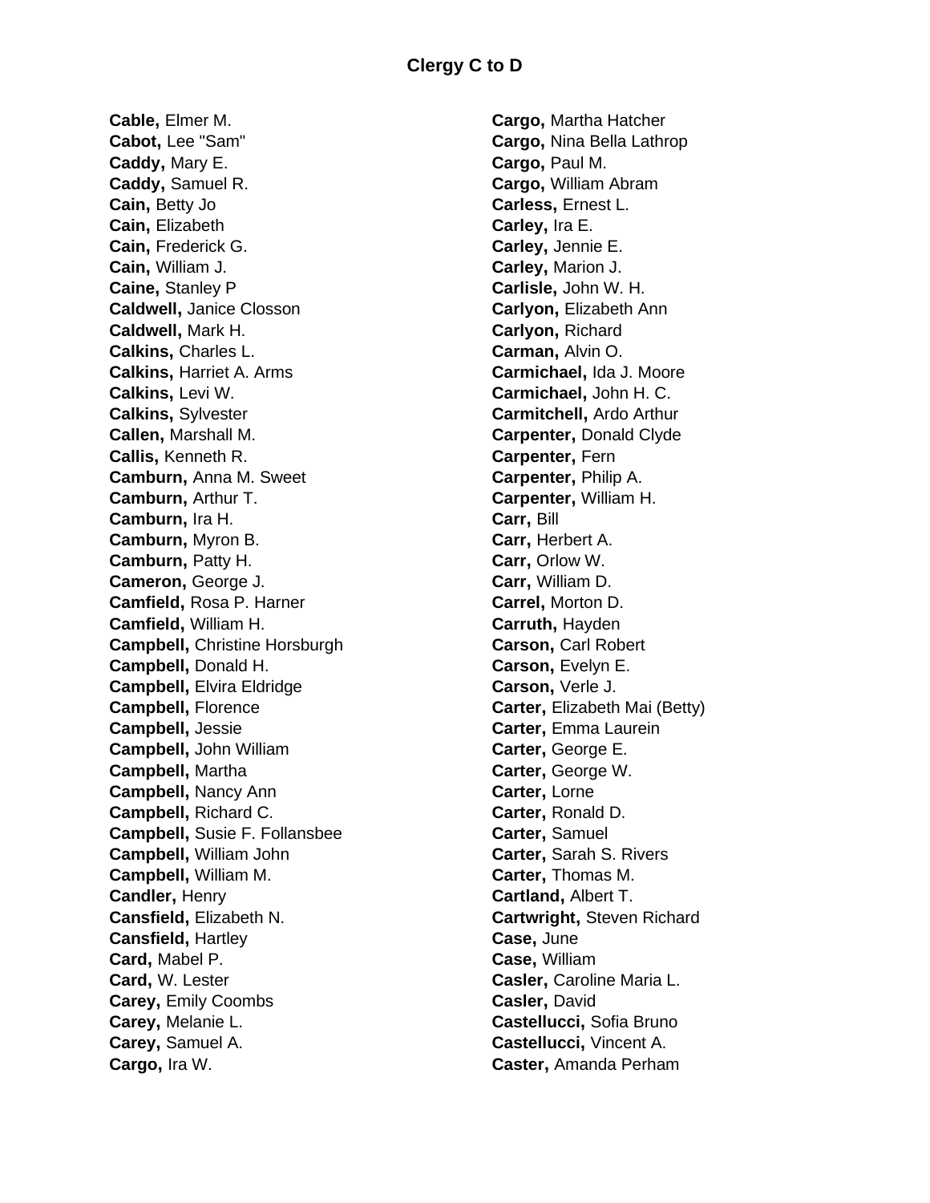# Clergy C to D

**Cable,** Elmer M.
**Cabot,** Lee "Sam"
**Caddy,** Mary E.
**Caddy,** Samuel R.
**Cain,** Betty Jo
**Cain,** Elizabeth
**Cain,** Frederick G.
**Cain,** William J.
**Caine,** Stanley P
**Caldwell,** Janice Closson
**Caldwell,** Mark H.
**Calkins,** Charles L.
**Calkins,** Harriet A. Arms
**Calkins,** Levi W.
**Calkins,** Sylvester
**Callen,** Marshall M.
**Callis,** Kenneth R.
**Camburn,** Anna M. Sweet
**Camburn,** Arthur T.
**Camburn,** Ira H.
**Camburn,** Myron B.
**Camburn,** Patty H.
**Cameron,** George J.
**Camfield,** Rosa P. Harner
**Camfield,** William H.
**Campbell,** Christine Horsburgh
**Campbell,** Donald H.
**Campbell,** Elvira Eldridge
**Campbell,** Florence
**Campbell,** Jessie
**Campbell,** John William
**Campbell,** Martha
**Campbell,** Nancy Ann
**Campbell,** Richard C.
**Campbell,** Susie F. Follansbee
**Campbell,** William John
**Campbell,** William M.
**Candler,** Henry
**Cansfield,** Elizabeth N.
**Cansfield,** Hartley
**Card,** Mabel P.
**Card,** W. Lester
**Carey,** Emily Coombs
**Carey,** Melanie L.
**Carey,** Samuel A.
**Cargo,** Ira W.
**Cargo,** Martha Hatcher
**Cargo,** Nina Bella Lathrop
**Cargo,** Paul M.
**Cargo,** William Abram
**Carless,** Ernest L.
**Carley,** Ira E.
**Carley,** Jennie E.
**Carley,** Marion J.
**Carlisle,** John W. H.
**Carlyon,** Elizabeth Ann
**Carlyon,** Richard
**Carman,** Alvin O.
**Carmichael,** Ida J. Moore
**Carmichael,** John H. C.
**Carmitchell,** Ardo Arthur
**Carpenter,** Donald Clyde
**Carpenter,** Fern
**Carpenter,** Philip A.
**Carpenter,** William H.
**Carr,** Bill
**Carr,** Herbert A.
**Carr,** Orlow W.
**Carr,** William D.
**Carrel,** Morton D.
**Carruth,** Hayden
**Carson,** Carl Robert
**Carson,** Evelyn E.
**Carson,** Verle J.
**Carter,** Elizabeth Mai (Betty)
**Carter,** Emma Laurein
**Carter,** George E.
**Carter,** George W.
**Carter,** Lorne
**Carter,** Ronald D.
**Carter,** Samuel
**Carter,** Sarah S. Rivers
**Carter,** Thomas M.
**Cartland,** Albert T.
**Cartwright,** Steven Richard
**Case,** June
**Case,** William
**Casler,** Caroline Maria L.
**Casler,** David
**Castellucci,** Sofia Bruno
**Castellucci,** Vincent A.
**Caster,** Amanda Perham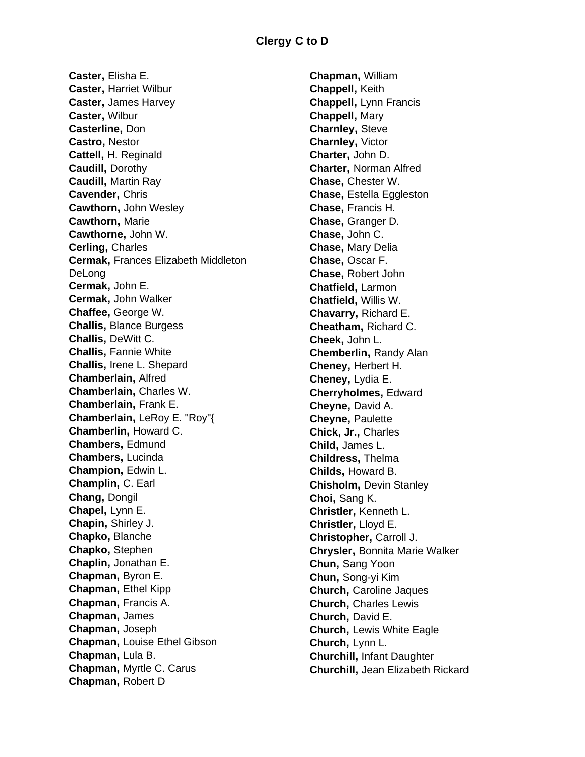## Clergy C to D

**Caster,** Elisha E.
**Caster,** Harriet Wilbur
**Caster,** James Harvey
**Caster,** Wilbur
**Casterline,** Don
**Castro,** Nestor
**Cattell,** H. Reginald
**Caudill,** Dorothy
**Caudill,** Martin Ray
**Cavender,** Chris
**Cawthorn,** John Wesley
**Cawthorn,** Marie
**Cawthorne,** John W.
**Cerling,** Charles
**Cermak,** Frances Elizabeth Middleton DeLong
**Cermak,** John E.
**Cermak,** John Walker
**Chaffee,** George W.
**Challis,** Blance Burgess
**Challis,** DeWitt C.
**Challis,** Fannie White
**Challis,** Irene L. Shepard
**Chamberlain,** Alfred
**Chamberlain,** Charles W.
**Chamberlain,** Frank E.
**Chamberlain,** LeRoy E. "Roy"{
**Chamberlin,** Howard C.
**Chambers,** Edmund
**Chambers,** Lucinda
**Champion,** Edwin L.
**Champlin,** C. Earl
**Chang,** Dongil
**Chapel,** Lynn E.
**Chapin,** Shirley J.
**Chapko,** Blanche
**Chapko,** Stephen
**Chaplin,** Jonathan E.
**Chapman,** Byron E.
**Chapman,** Ethel Kipp
**Chapman,** Francis A.
**Chapman,** James
**Chapman,** Joseph
**Chapman,** Louise Ethel Gibson
**Chapman,** Lula B.
**Chapman,** Myrtle C. Carus
**Chapman,** Robert D
**Chapman,** William
**Chappell,** Keith
**Chappell,** Lynn Francis
**Chappell,** Mary
**Charnley,** Steve
**Charnley,** Victor
**Charter,** John D.
**Charter,** Norman Alfred
**Chase,** Chester W.
**Chase,** Estella Eggleston
**Chase,** Francis H.
**Chase,** Granger D.
**Chase,** John C.
**Chase,** Mary Delia
**Chase,** Oscar F.
**Chase,** Robert John
**Chatfield,** Larmon
**Chatfield,** Willis W.
**Chavarry,** Richard E.
**Cheatham,** Richard C.
**Cheek,** John L.
**Chemberlin,** Randy Alan
**Cheney,** Herbert H.
**Cheney,** Lydia E.
**Cherryholmes,** Edward
**Cheyne,** David A.
**Cheyne,** Paulette
**Chick, Jr.,** Charles
**Child,** James L.
**Childress,** Thelma
**Childs,** Howard B.
**Chisholm,** Devin Stanley
**Choi,** Sang K.
**Christler,** Kenneth L.
**Christler,** Lloyd E.
**Christopher,** Carroll J.
**Chrysler,** Bonnita Marie Walker
**Chun,** Sang Yoon
**Chun,** Song-yi Kim
**Church,** Caroline Jaques
**Church,** Charles Lewis
**Church,** David E.
**Church,** Lewis White Eagle
**Church,** Lynn L.
**Churchill,** Infant Daughter
**Churchill,** Jean Elizabeth Rickard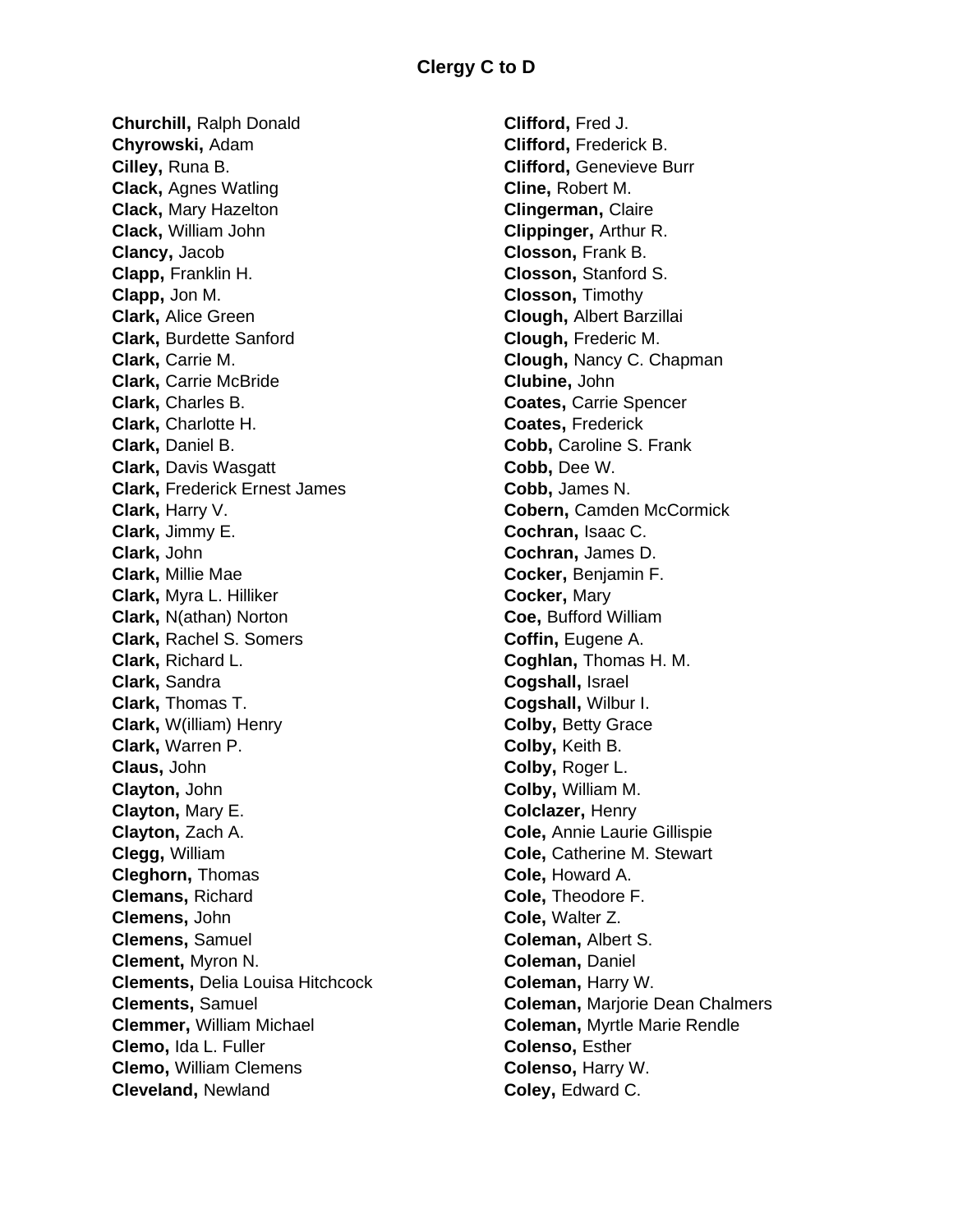## Clergy C to D

**Churchill,** Ralph Donald
**Chyrowski,** Adam
**Cilley,** Runa B.
**Clack,** Agnes Watling
**Clack,** Mary Hazelton
**Clack,** William John
**Clancy,** Jacob
**Clapp,** Franklin H.
**Clapp,** Jon M.
**Clark,** Alice Green
**Clark,** Burdette Sanford
**Clark,** Carrie M.
**Clark,** Carrie McBride
**Clark,** Charles B.
**Clark,** Charlotte H.
**Clark,** Daniel B.
**Clark,** Davis Wasgatt
**Clark,** Frederick Ernest James
**Clark,** Harry V.
**Clark,** Jimmy E.
**Clark,** John
**Clark,** Millie Mae
**Clark,** Myra L. Hilliker
**Clark,** N(athan) Norton
**Clark,** Rachel S. Somers
**Clark,** Richard L.
**Clark,** Sandra
**Clark,** Thomas T.
**Clark,** W(illiam) Henry
**Clark,** Warren P.
**Claus,** John
**Clayton,** John
**Clayton,** Mary E.
**Clayton,** Zach A.
**Clegg,** William
**Cleghorn,** Thomas
**Clemans,** Richard
**Clemens,** John
**Clemens,** Samuel
**Clement,** Myron N.
**Clements,** Delia Louisa Hitchcock
**Clements,** Samuel
**Clemmer,** William Michael
**Clemo,** Ida L. Fuller
**Clemo,** William Clemens
**Cleveland,** Newland
**Clifford,** Fred J.
**Clifford,** Frederick B.
**Clifford,** Genevieve Burr
**Cline,** Robert M.
**Clingerman,** Claire
**Clippinger,** Arthur R.
**Closson,** Frank B.
**Closson,** Stanford S.
**Closson,** Timothy
**Clough,** Albert Barzillai
**Clough,** Frederic M.
**Clough,** Nancy C. Chapman
**Clubine,** John
**Coates,** Carrie Spencer
**Coates,** Frederick
**Cobb,** Caroline S. Frank
**Cobb,** Dee W.
**Cobb,** James N.
**Cobern,** Camden McCormick
**Cochran,** Isaac C.
**Cochran,** James D.
**Cocker,** Benjamin F.
**Cocker,** Mary
**Coe,** Bufford William
**Coffin,** Eugene A.
**Coghlan,** Thomas H. M.
**Cogshall,** Israel
**Cogshall,** Wilbur I.
**Colby,** Betty Grace
**Colby,** Keith B.
**Colby,** Roger L.
**Colby,** William M.
**Colclazer,** Henry
**Cole,** Annie Laurie Gillispie
**Cole,** Catherine M. Stewart
**Cole,** Howard A.
**Cole,** Theodore F.
**Cole,** Walter Z.
**Coleman,** Albert S.
**Coleman,** Daniel
**Coleman,** Harry W.
**Coleman,** Marjorie Dean Chalmers
**Coleman,** Myrtle Marie Rendle
**Colenso,** Esther
**Colenso,** Harry W.
**Coley,** Edward C.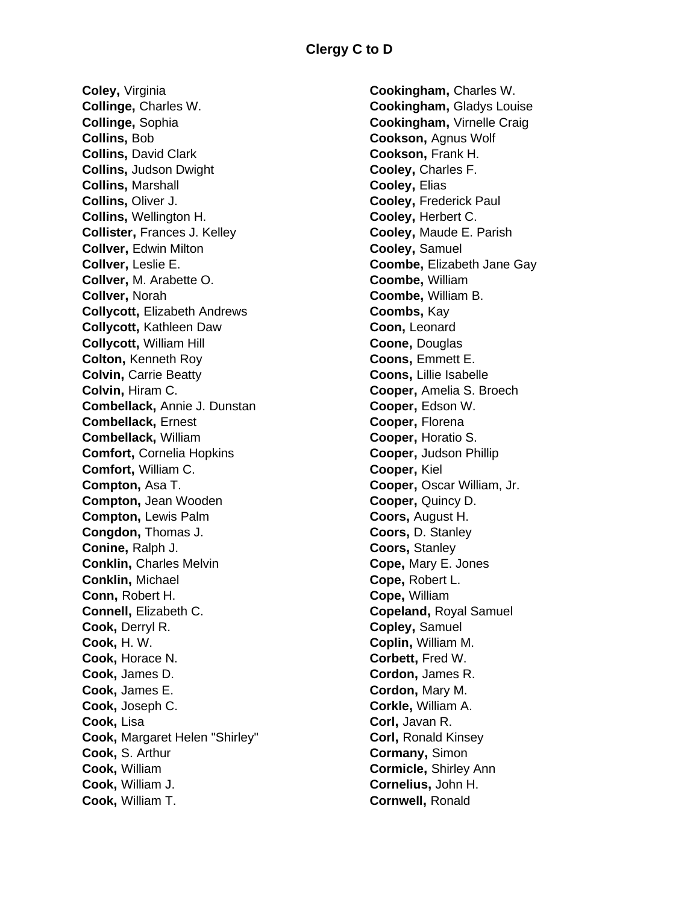## Clergy C to D

**Coley,** Virginia
**Collinge,** Charles W.
**Collinge,** Sophia
**Collins,** Bob
**Collins,** David Clark
**Collins,** Judson Dwight
**Collins,** Marshall
**Collins,** Oliver J.
**Collins,** Wellington H.
**Collister,** Frances J. Kelley
**Collver,** Edwin Milton
**Collver,** Leslie E.
**Collver,** M. Arabette O.
**Collver,** Norah
**Collycott,** Elizabeth Andrews
**Collycott,** Kathleen Daw
**Collycott,** William Hill
**Colton,** Kenneth Roy
**Colvin,** Carrie Beatty
**Colvin,** Hiram C.
**Combellack,** Annie J. Dunstan
**Combellack,** Ernest
**Combellack,** William
**Comfort,** Cornelia Hopkins
**Comfort,** William C.
**Compton,** Asa T.
**Compton,** Jean Wooden
**Compton,** Lewis Palm
**Congdon,** Thomas J.
**Conine,** Ralph J.
**Conklin,** Charles Melvin
**Conklin,** Michael
**Conn,** Robert H.
**Connell,** Elizabeth C.
**Cook,** Derryl R.
**Cook,** H. W.
**Cook,** Horace N.
**Cook,** James D.
**Cook,** James E.
**Cook,** Joseph C.
**Cook,** Lisa
**Cook,** Margaret Helen "Shirley"
**Cook,** S. Arthur
**Cook,** William
**Cook,** William J.
**Cook,** William T.
**Cookingham,** Charles W.
**Cookingham,** Gladys Louise
**Cookingham,** Virnelle Craig
**Cookson,** Agnus Wolf
**Cookson,** Frank H.
**Cooley,** Charles F.
**Cooley,** Elias
**Cooley,** Frederick Paul
**Cooley,** Herbert C.
**Cooley,** Maude E. Parish
**Cooley,** Samuel
**Coombe,** Elizabeth Jane Gay
**Coombe,** William
**Coombe,** William B.
**Coombs,** Kay
**Coon,** Leonard
**Coone,** Douglas
**Coons,** Emmett E.
**Coons,** Lillie Isabelle
**Cooper,** Amelia S. Broech
**Cooper,** Edson W.
**Cooper,** Florena
**Cooper,** Horatio S.
**Cooper,** Judson Phillip
**Cooper,** Kiel
**Cooper,** Oscar William, Jr.
**Cooper,** Quincy D.
**Coors,** August H.
**Coors,** D. Stanley
**Coors,** Stanley
**Cope,** Mary E. Jones
**Cope,** Robert L.
**Cope,** William
**Copeland,** Royal Samuel
**Copley,** Samuel
**Coplin,** William M.
**Corbett,** Fred W.
**Cordon,** James R.
**Cordon,** Mary M.
**Corkle,** William A.
**Corl,** Javan R.
**Corl,** Ronald Kinsey
**Cormany,** Simon
**Cormicle,** Shirley Ann
**Cornelius,** John H.
**Cornwell,** Ronald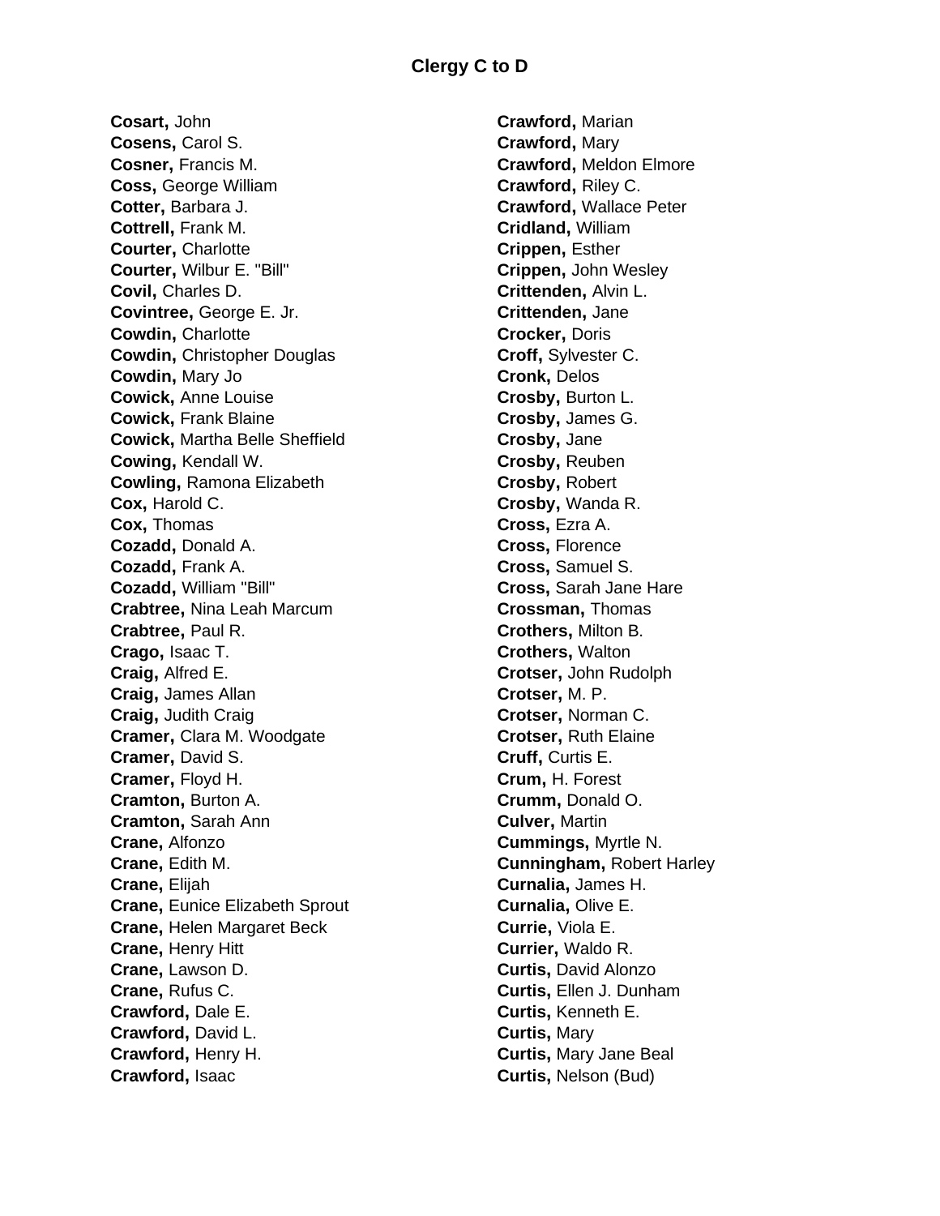## Clergy C to D

**Cosart,** John
**Cosens,** Carol S.
**Cosner,** Francis M.
**Coss,** George William
**Cotter,** Barbara J.
**Cottrell,** Frank M.
**Courter,** Charlotte
**Courter,** Wilbur E. "Bill"
**Covil,** Charles D.
**Covintree,** George E. Jr.
**Cowdin,** Charlotte
**Cowdin,** Christopher Douglas
**Cowdin,** Mary Jo
**Cowick,** Anne Louise
**Cowick,** Frank Blaine
**Cowick,** Martha Belle Sheffield
**Cowing,** Kendall W.
**Cowling,** Ramona Elizabeth
**Cox,** Harold C.
**Cox,** Thomas
**Cozadd,** Donald A.
**Cozadd,** Frank A.
**Cozadd,** William "Bill"
**Crabtree,** Nina Leah Marcum
**Crabtree,** Paul R.
**Crago,** Isaac T.
**Craig,** Alfred E.
**Craig,** James Allan
**Craig,** Judith Craig
**Cramer,** Clara M. Woodgate
**Cramer,** David S.
**Cramer,** Floyd H.
**Cramton,** Burton A.
**Cramton,** Sarah Ann
**Crane,** Alfonzo
**Crane,** Edith M.
**Crane,** Elijah
**Crane,** Eunice Elizabeth Sprout
**Crane,** Helen Margaret Beck
**Crane,** Henry Hitt
**Crane,** Lawson D.
**Crane,** Rufus C.
**Crawford,** Dale E.
**Crawford,** David L.
**Crawford,** Henry H.
**Crawford,** Isaac
**Crawford,** Marian
**Crawford,** Mary
**Crawford,** Meldon Elmore
**Crawford,** Riley C.
**Crawford,** Wallace Peter
**Cridland,** William
**Crippen,** Esther
**Crippen,** John Wesley
**Crittenden,** Alvin L.
**Crittenden,** Jane
**Crocker,** Doris
**Croff,** Sylvester C.
**Cronk,** Delos
**Crosby,** Burton L.
**Crosby,** James G.
**Crosby,** Jane
**Crosby,** Reuben
**Crosby,** Robert
**Crosby,** Wanda R.
**Cross,** Ezra A.
**Cross,** Florence
**Cross,** Samuel S.
**Cross,** Sarah Jane Hare
**Crossman,** Thomas
**Crothers,** Milton B.
**Crothers,** Walton
**Crotser,** John Rudolph
**Crotser,** M. P.
**Crotser,** Norman C.
**Crotser,** Ruth Elaine
**Cruff,** Curtis E.
**Crum,** H. Forest
**Crumm,** Donald O.
**Culver,** Martin
**Cummings,** Myrtle N.
**Cunningham,** Robert Harley
**Curnalia,** James H.
**Curnalia,** Olive E.
**Currie,** Viola E.
**Currier,** Waldo R.
**Curtis,** David Alonzo
**Curtis,** Ellen J. Dunham
**Curtis,** Kenneth E.
**Curtis,** Mary
**Curtis,** Mary Jane Beal
**Curtis,** Nelson (Bud)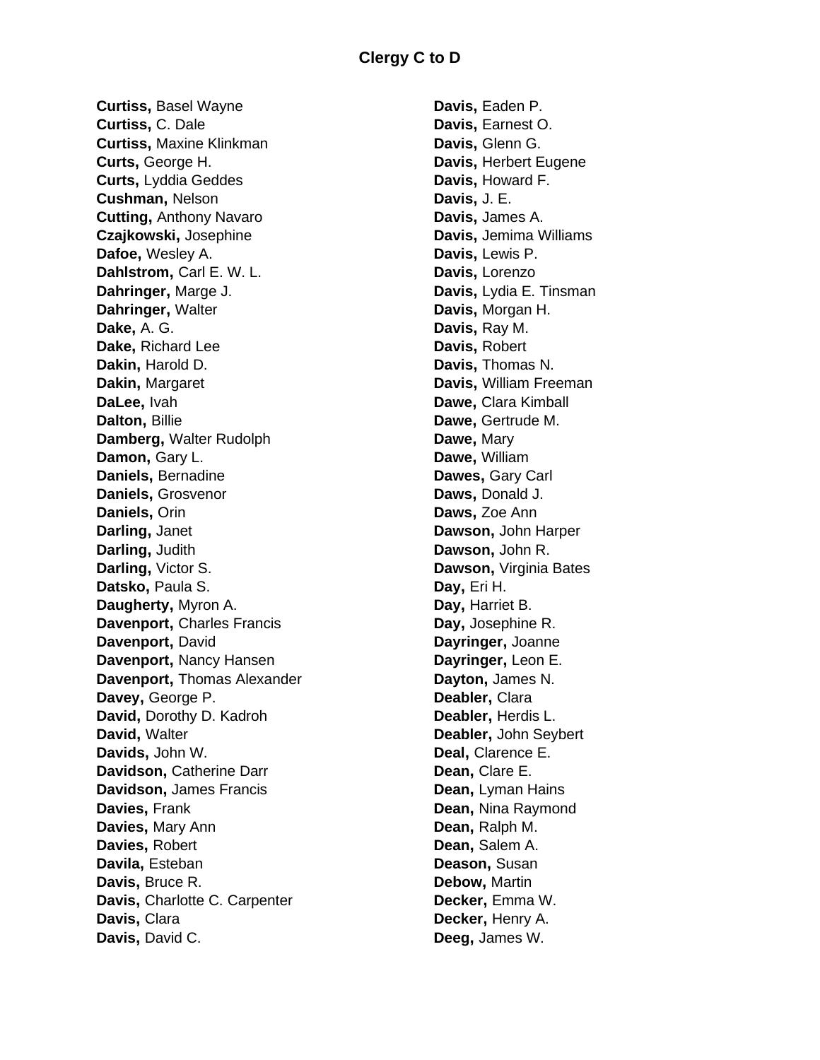## Clergy C to D

**Curtiss,** Basel Wayne
**Curtiss,** C. Dale
**Curtiss,** Maxine Klinkman
**Curts,** George H.
**Curts,** Lyddia Geddes
**Cushman,** Nelson
**Cutting,** Anthony Navaro
**Czajkowski,** Josephine
**Dafoe,** Wesley A.
**Dahlstrom,** Carl E. W. L.
**Dahringer,** Marge J.
**Dahringer,** Walter
**Dake,** A. G.
**Dake,** Richard Lee
**Dakin,** Harold D.
**Dakin,** Margaret
**DaLee,** Ivah
**Dalton,** Billie
**Damberg,** Walter Rudolph
**Damon,** Gary L.
**Daniels,** Bernadine
**Daniels,** Grosvenor
**Daniels,** Orin
**Darling,** Janet
**Darling,** Judith
**Darling,** Victor S.
**Datsko,** Paula S.
**Daugherty,** Myron A.
**Davenport,** Charles Francis
**Davenport,** David
**Davenport,** Nancy Hansen
**Davenport,** Thomas Alexander
**Davey,** George P.
**David,** Dorothy D. Kadroh
**David,** Walter
**Davids,** John W.
**Davidson,** Catherine Darr
**Davidson,** James Francis
**Davies,** Frank
**Davies,** Mary Ann
**Davies,** Robert
**Davila,** Esteban
**Davis,** Bruce R.
**Davis,** Charlotte C. Carpenter
**Davis,** Clara
**Davis,** David C.
**Davis,** Eaden P.
**Davis,** Earnest O.
**Davis,** Glenn G.
**Davis,** Herbert Eugene
**Davis,** Howard F.
**Davis,** J. E.
**Davis,** James A.
**Davis,** Jemima Williams
**Davis,** Lewis P.
**Davis,** Lorenzo
**Davis,** Lydia E. Tinsman
**Davis,** Morgan H.
**Davis,** Ray M.
**Davis,** Robert
**Davis,** Thomas N.
**Davis,** William Freeman
**Dawe,** Clara Kimball
**Dawe,** Gertrude M.
**Dawe,** Mary
**Dawe,** William
**Dawes,** Gary Carl
**Daws,** Donald J.
**Daws,** Zoe Ann
**Dawson,** John Harper
**Dawson,** John R.
**Dawson,** Virginia Bates
**Day,** Eri H.
**Day,** Harriet B.
**Day,** Josephine R.
**Dayringer,** Joanne
**Dayringer,** Leon E.
**Dayton,** James N.
**Deabler,** Clara
**Deabler,** Herdis L.
**Deabler,** John Seybert
**Deal,** Clarence E.
**Dean,** Clare E.
**Dean,** Lyman Hains
**Dean,** Nina Raymond
**Dean,** Ralph M.
**Dean,** Salem A.
**Deason,** Susan
**Debow,** Martin
**Decker,** Emma W.
**Decker,** Henry A.
**Deeg,** James W.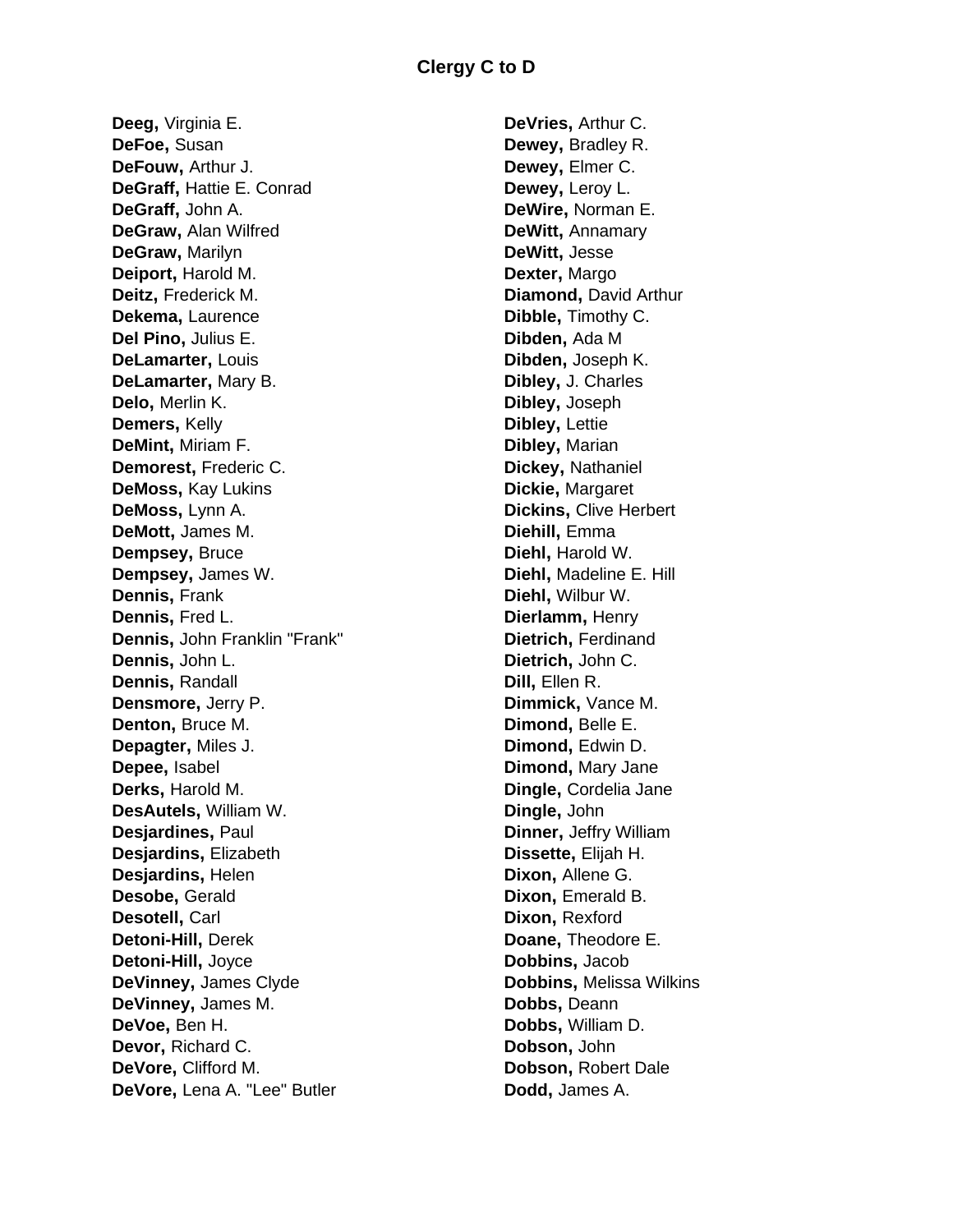# Clergy C to D

**Deeg,** Virginia E.
**DeFoe,** Susan
**DeFouw,** Arthur J.
**DeGraff,** Hattie E. Conrad
**DeGraff,** John A.
**DeGraw,** Alan Wilfred
**DeGraw,** Marilyn
**Deiport,** Harold M.
**Deitz,** Frederick M.
**Dekema,** Laurence
**Del Pino,** Julius E.
**DeLamarter,** Louis
**DeLamarter,** Mary B.
**Delo,** Merlin K.
**Demers,** Kelly
**DeMint,** Miriam F.
**Demorest,** Frederic C.
**DeMoss,** Kay Lukins
**DeMoss,** Lynn A.
**DeMott,** James M.
**Dempsey,** Bruce
**Dempsey,** James W.
**Dennis,** Frank
**Dennis,** Fred L.
**Dennis,** John Franklin "Frank"
**Dennis,** John L.
**Dennis,** Randall
**Densmore,** Jerry P.
**Denton,** Bruce M.
**Depagter,** Miles J.
**Depee,** Isabel
**Derks,** Harold M.
**DesAutels,** William W.
**Desjardines,** Paul
**Desjardins,** Elizabeth
**Desjardins,** Helen
**Desobe,** Gerald
**Desotell,** Carl
**Detoni-Hill,** Derek
**Detoni-Hill,** Joyce
**DeVinney,** James Clyde
**DeVinney,** James M.
**DeVoe,** Ben H.
**Devor,** Richard C.
**DeVore,** Clifford M.
**DeVore,** Lena A. "Lee" Butler
**DeVries,** Arthur C.
**Dewey,** Bradley R.
**Dewey,** Elmer C.
**Dewey,** Leroy L.
**DeWire,** Norman E.
**DeWitt,** Annamary
**DeWitt,** Jesse
**Dexter,** Margo
**Diamond,** David Arthur
**Dibble,** Timothy C.
**Dibden,** Ada M
**Dibden,** Joseph K.
**Dibley,** J. Charles
**Dibley,** Joseph
**Dibley,** Lettie
**Dibley,** Marian
**Dickey,** Nathaniel
**Dickie,** Margaret
**Dickins,** Clive Herbert
**Diehill,** Emma
**Diehl,** Harold W.
**Diehl,** Madeline E. Hill
**Diehl,** Wilbur W.
**Dierlamm,** Henry
**Dietrich,** Ferdinand
**Dietrich,** John C.
**Dill,** Ellen R.
**Dimmick,** Vance M.
**Dimond,** Belle E.
**Dimond,** Edwin D.
**Dimond,** Mary Jane
**Dingle,** Cordelia Jane
**Dingle,** John
**Dinner,** Jeffry William
**Dissette,** Elijah H.
**Dixon,** Allene G.
**Dixon,** Emerald B.
**Dixon,** Rexford
**Doane,** Theodore E.
**Dobbins,** Jacob
**Dobbins,** Melissa Wilkins
**Dobbs,** Deann
**Dobbs,** William D.
**Dobson,** John
**Dobson,** Robert Dale
**Dodd,** James A.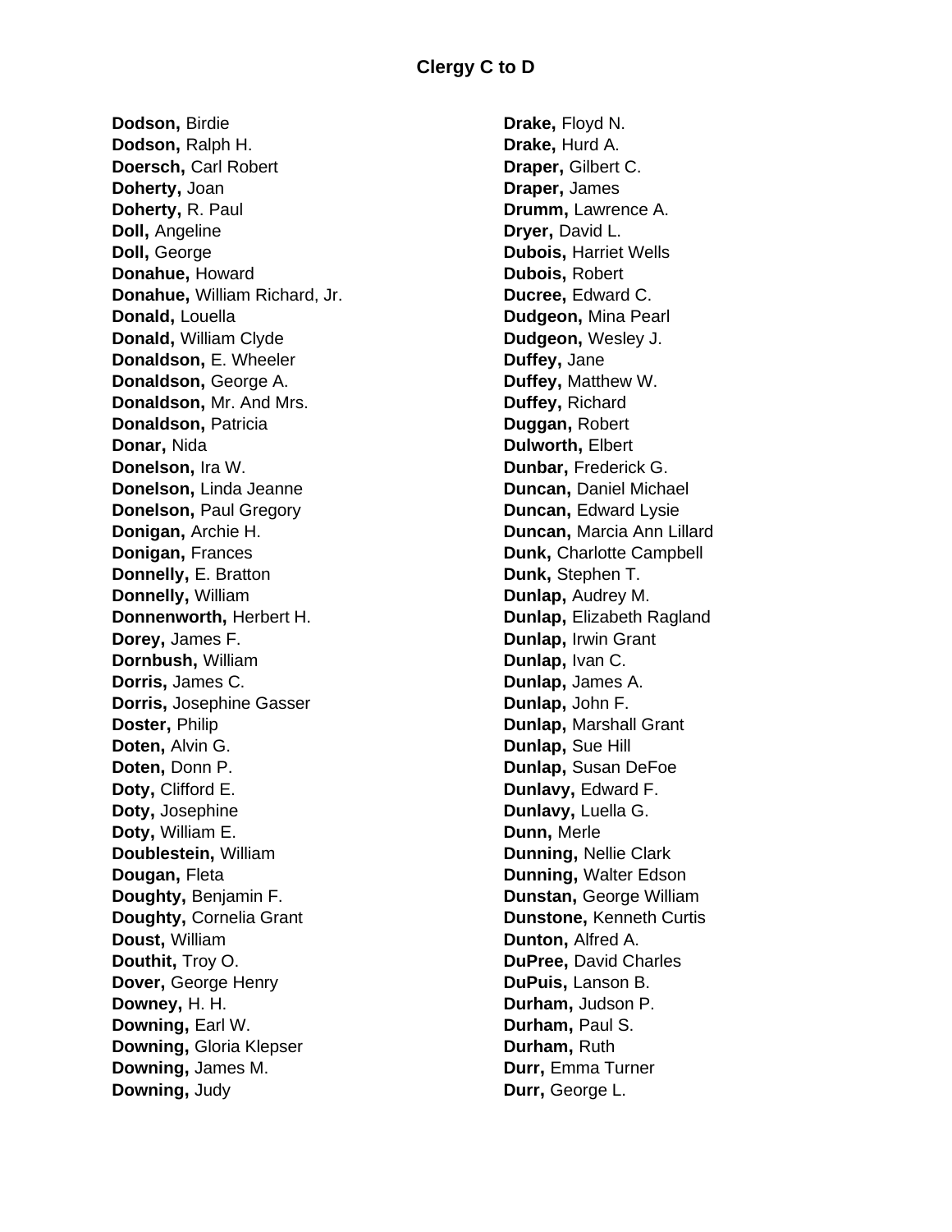## Clergy C to D

**Dodson,** Birdie
**Dodson,** Ralph H.
**Doersch,** Carl Robert
**Doherty,** Joan
**Doherty,** R. Paul
**Doll,** Angeline
**Doll,** George
**Donahue,** Howard
**Donahue,** William Richard, Jr.
**Donald,** Louella
**Donald,** William Clyde
**Donaldson,** E. Wheeler
**Donaldson,** George A.
**Donaldson,** Mr. And Mrs.
**Donaldson,** Patricia
**Donar,** Nida
**Donelson,** Ira W.
**Donelson,** Linda Jeanne
**Donelson,** Paul Gregory
**Donigan,** Archie H.
**Donigan,** Frances
**Donnelly,** E. Bratton
**Donnelly,** William
**Donnenworth,** Herbert H.
**Dorey,** James F.
**Dornbush,** William
**Dorris,** James C.
**Dorris,** Josephine Gasser
**Doster,** Philip
**Doten,** Alvin G.
**Doten,** Donn P.
**Doty,** Clifford E.
**Doty,** Josephine
**Doty,** William E.
**Doublestein,** William
**Dougan,** Fleta
**Doughty,** Benjamin F.
**Doughty,** Cornelia Grant
**Doust,** William
**Douthit,** Troy O.
**Dover,** George Henry
**Downey,** H. H.
**Downing,** Earl W.
**Downing,** Gloria Klepser
**Downing,** James M.
**Downing,** Judy
**Drake,** Floyd N.
**Drake,** Hurd A.
**Draper,** Gilbert C.
**Draper,** James
**Drumm,** Lawrence A.
**Dryer,** David L.
**Dubois,** Harriet Wells
**Dubois,** Robert
**Ducree,** Edward C.
**Dudgeon,** Mina Pearl
**Dudgeon,** Wesley J.
**Duffey,** Jane
**Duffey,** Matthew W.
**Duffey,** Richard
**Duggan,** Robert
**Dulworth,** Elbert
**Dunbar,** Frederick G.
**Duncan,** Daniel Michael
**Duncan,** Edward Lysie
**Duncan,** Marcia Ann Lillard
**Dunk,** Charlotte Campbell
**Dunk,** Stephen T.
**Dunlap,** Audrey M.
**Dunlap,** Elizabeth Ragland
**Dunlap,** Irwin Grant
**Dunlap,** Ivan C.
**Dunlap,** James A.
**Dunlap,** John F.
**Dunlap,** Marshall Grant
**Dunlap,** Sue Hill
**Dunlap,** Susan DeFoe
**Dunlavy,** Edward F.
**Dunlavy,** Luella G.
**Dunn,** Merle
**Dunning,** Nellie Clark
**Dunning,** Walter Edson
**Dunstan,** George William
**Dunstone,** Kenneth Curtis
**Dunton,** Alfred A.
**DuPree,** David Charles
**DuPuis,** Lanson B.
**Durham,** Judson P.
**Durham,** Paul S.
**Durham,** Ruth
**Durr,** Emma Turner
**Durr,** George L.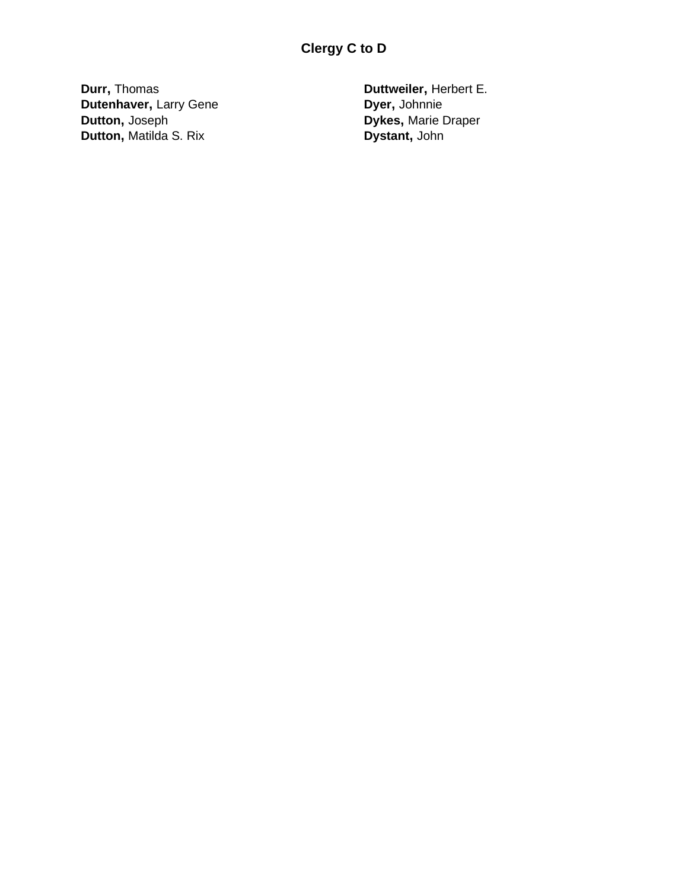## Clergy C to D

**Durr,** Thomas
**Dutenhaver,** Larry Gene
**Dutton,** Joseph
**Dutton,** Matilda S. Rix
**Duttweiler,** Herbert E.
**Dyer,** Johnnie
**Dykes,** Marie Draper
**Dystant,** John